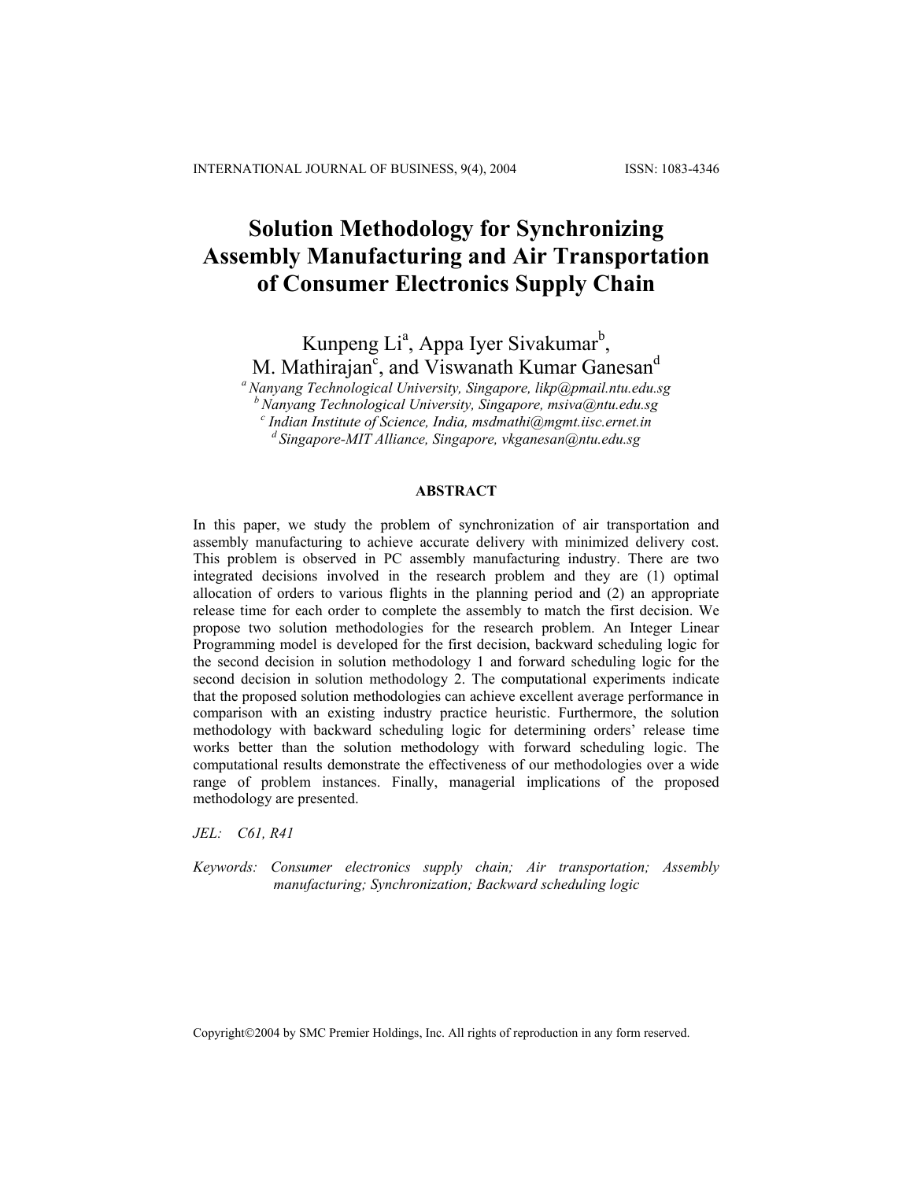# Solution Methodology for Synchronizing Assembly Manufacturing and Air Transportation of Consumer Electronics Supply Chain

Kunpeng Li[a], Appa Iyer Sivakumar[b], M. Mathirajan[c], and Viswanath Kumar Ganesan[d]

[a] *Nanyang Technological University, Singapore, likp@pmail.ntu.edu.sg*
[b] *Nanyang Technological University, Singapore, msiva@ntu.edu.sg*
[c] *Indian Institute of Science, India, msdmathi@mgmt.iisc.ernet.in*
[d] *Singapore-MIT Alliance, Singapore, vkganesan@ntu.edu.sg*

## ABSTRACT

In this paper, we study the problem of synchronization of air transportation and assembly manufacturing to achieve accurate delivery with minimized delivery cost. This problem is observed in PC assembly manufacturing industry. There are two integrated decisions involved in the research problem and they are (1) optimal allocation of orders to various flights in the planning period and (2) an appropriate release time for each order to complete the assembly to match the first decision. We propose two solution methodologies for the research problem. An Integer Linear Programming model is developed for the first decision, backward scheduling logic for the second decision in solution methodology 1 and forward scheduling logic for the second decision in solution methodology 2. The computational experiments indicate that the proposed solution methodologies can achieve excellent average performance in comparison with an existing industry practice heuristic. Furthermore, the solution methodology with backward scheduling logic for determining orders' release time works better than the solution methodology with forward scheduling logic. The computational results demonstrate the effectiveness of our methodologies over a wide range of problem instances. Finally, managerial implications of the proposed methodology are presented.

*JEL: C61, R41*

*Keywords: Consumer electronics supply chain; Air transportation; Assembly manufacturing; Synchronization; Backward scheduling logic*

Copyright©2004 by SMC Premier Holdings, Inc. All rights of reproduction in any form reserved.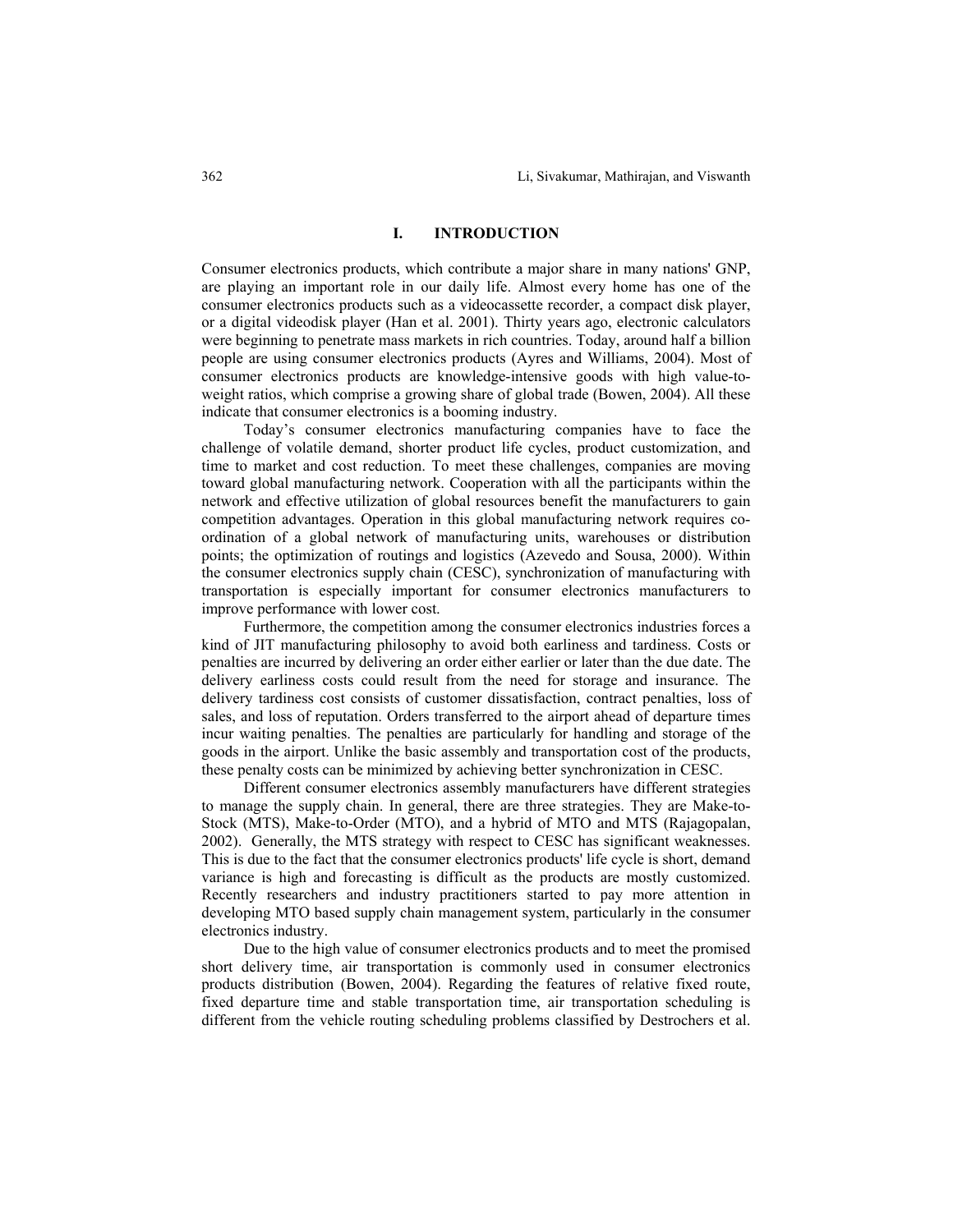# I. INTRODUCTION

Consumer electronics products, which contribute a major share in many nations' GNP, are playing an important role in our daily life. Almost every home has one of the consumer electronics products such as a videocassette recorder, a compact disk player, or a digital videodisk player (Han et al. 2001). Thirty years ago, electronic calculators were beginning to penetrate mass markets in rich countries. Today, around half a billion people are using consumer electronics products (Ayres and Williams, 2004). Most of consumer electronics products are knowledge-intensive goods with high value-to-weight ratios, which comprise a growing share of global trade (Bowen, 2004). All these indicate that consumer electronics is a booming industry.

Today's consumer electronics manufacturing companies have to face the challenge of volatile demand, shorter product life cycles, product customization, and time to market and cost reduction. To meet these challenges, companies are moving toward global manufacturing network. Cooperation with all the participants within the network and effective utilization of global resources benefit the manufacturers to gain competition advantages. Operation in this global manufacturing network requires co-ordination of a global network of manufacturing units, warehouses or distribution points; the optimization of routings and logistics (Azevedo and Sousa, 2000). Within the consumer electronics supply chain (CESC), synchronization of manufacturing with transportation is especially important for consumer electronics manufacturers to improve performance with lower cost.

Furthermore, the competition among the consumer electronics industries forces a kind of JIT manufacturing philosophy to avoid both earliness and tardiness. Costs or penalties are incurred by delivering an order either earlier or later than the due date. The delivery earliness costs could result from the need for storage and insurance. The delivery tardiness cost consists of customer dissatisfaction, contract penalties, loss of sales, and loss of reputation. Orders transferred to the airport ahead of departure times incur waiting penalties. The penalties are particularly for handling and storage of the goods in the airport. Unlike the basic assembly and transportation cost of the products, these penalty costs can be minimized by achieving better synchronization in CESC.

Different consumer electronics assembly manufacturers have different strategies to manage the supply chain. In general, there are three strategies. They are Make-to-Stock (MTS), Make-to-Order (MTO), and a hybrid of MTO and MTS (Rajagopalan, 2002). Generally, the MTS strategy with respect to CESC has significant weaknesses. This is due to the fact that the consumer electronics products' life cycle is short, demand variance is high and forecasting is difficult as the products are mostly customized. Recently researchers and industry practitioners started to pay more attention in developing MTO based supply chain management system, particularly in the consumer electronics industry.

Due to the high value of consumer electronics products and to meet the promised short delivery time, air transportation is commonly used in consumer electronics products distribution (Bowen, 2004). Regarding the features of relative fixed route, fixed departure time and stable transportation time, air transportation scheduling is different from the vehicle routing scheduling problems classified by Destrochers et al.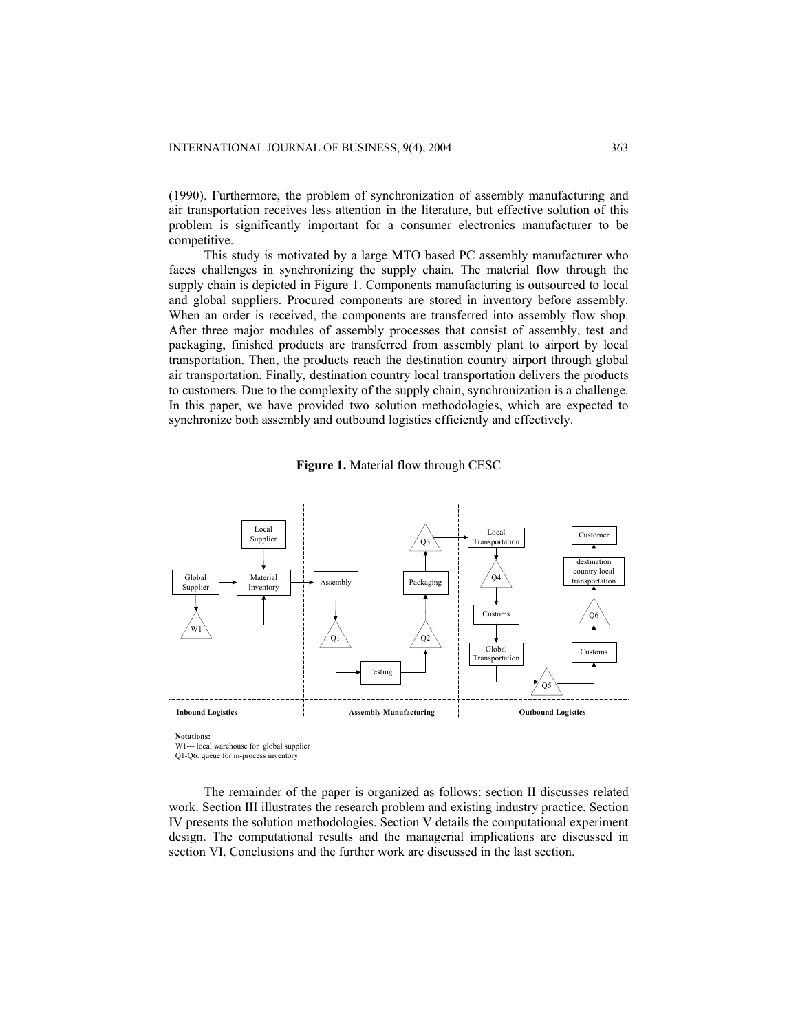(1990). Furthermore, the problem of synchronization of assembly manufacturing and air transportation receives less attention in the literature, but effective solution of this problem is significantly important for a consumer electronics manufacturer to be competitive.

This study is motivated by a large MTO based PC assembly manufacturer who faces challenges in synchronizing the supply chain. The material flow through the supply chain is depicted in Figure 1. Components manufacturing is outsourced to local and global suppliers. Procured components are stored in inventory before assembly. When an order is received, the components are transferred into assembly flow shop. After three major modules of assembly processes that consist of assembly, test and packaging, finished products are transferred from assembly plant to airport by local transportation. Then, the products reach the destination country airport through global air transportation. Finally, destination country local transportation delivers the products to customers. Due to the complexity of the supply chain, synchronization is a challenge. In this paper, we have provided two solution methodologies, which are expected to synchronize both assembly and outbound logistics efficiently and effectively.

**Figure 1.** Material flow through CESC

Local Supplier · Global Supplier · Material Inventory · W1 · Assembly · Q1 · Testing · Q2 · Packaging · Q3 · Local Transportation · Q4 · Customs · Global Transportation · Q5 · Customs · Q6 · destination country local transportation · Customer

**Inbound Logistics** | **Assembly Manufacturing** | **Outbound Logistics**

**Notations:**
W1--- local warehouse for global supplier
Q1-Q6: queue for in-process inventory

The remainder of the paper is organized as follows: section II discusses related work. Section III illustrates the research problem and existing industry practice. Section IV presents the solution methodologies. Section V details the computational experiment design. The computational results and the managerial implications are discussed in section VI. Conclusions and the further work are discussed in the last section.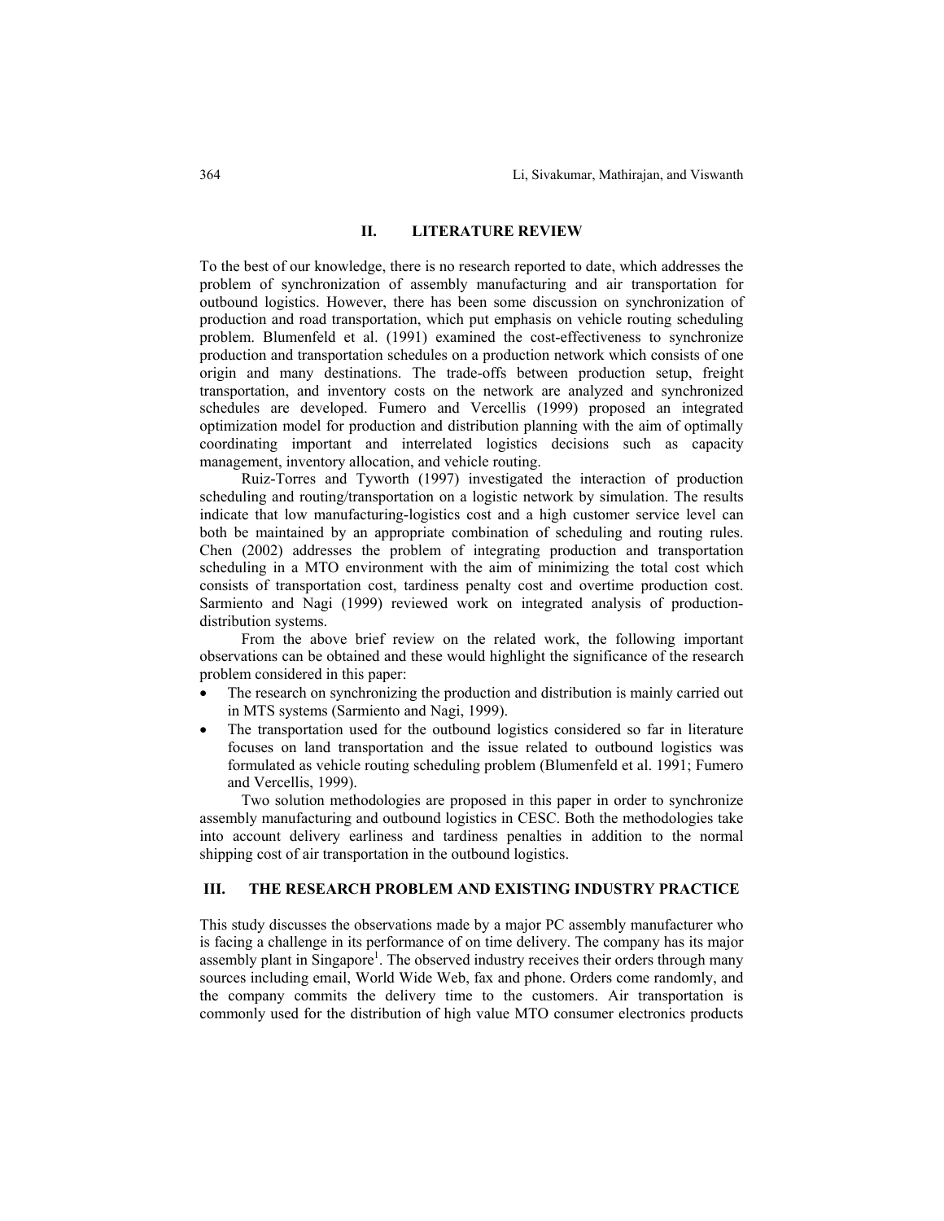## II. LITERATURE REVIEW

To the best of our knowledge, there is no research reported to date, which addresses the problem of synchronization of assembly manufacturing and air transportation for outbound logistics. However, there has been some discussion on synchronization of production and road transportation, which put emphasis on vehicle routing scheduling problem. Blumenfeld et al. (1991) examined the cost-effectiveness to synchronize production and transportation schedules on a production network which consists of one origin and many destinations. The trade-offs between production setup, freight transportation, and inventory costs on the network are analyzed and synchronized schedules are developed. Fumero and Vercellis (1999) proposed an integrated optimization model for production and distribution planning with the aim of optimally coordinating important and interrelated logistics decisions such as capacity management, inventory allocation, and vehicle routing.

Ruiz-Torres and Tyworth (1997) investigated the interaction of production scheduling and routing/transportation on a logistic network by simulation. The results indicate that low manufacturing-logistics cost and a high customer service level can both be maintained by an appropriate combination of scheduling and routing rules. Chen (2002) addresses the problem of integrating production and transportation scheduling in a MTO environment with the aim of minimizing the total cost which consists of transportation cost, tardiness penalty cost and overtime production cost. Sarmiento and Nagi (1999) reviewed work on integrated analysis of production-distribution systems.

From the above brief review on the related work, the following important observations can be obtained and these would highlight the significance of the research problem considered in this paper:

- The research on synchronizing the production and distribution is mainly carried out in MTS systems (Sarmiento and Nagi, 1999).
- The transportation used for the outbound logistics considered so far in literature focuses on land transportation and the issue related to outbound logistics was formulated as vehicle routing scheduling problem (Blumenfeld et al. 1991; Fumero and Vercellis, 1999).

Two solution methodologies are proposed in this paper in order to synchronize assembly manufacturing and outbound logistics in CESC. Both the methodologies take into account delivery earliness and tardiness penalties in addition to the normal shipping cost of air transportation in the outbound logistics.

## III. THE RESEARCH PROBLEM AND EXISTING INDUSTRY PRACTICE

This study discusses the observations made by a major PC assembly manufacturer who is facing a challenge in its performance of on time delivery. The company has its major assembly plant in Singapore[1]. The observed industry receives their orders through many sources including email, World Wide Web, fax and phone. Orders come randomly, and the company commits the delivery time to the customers. Air transportation is commonly used for the distribution of high value MTO consumer electronics products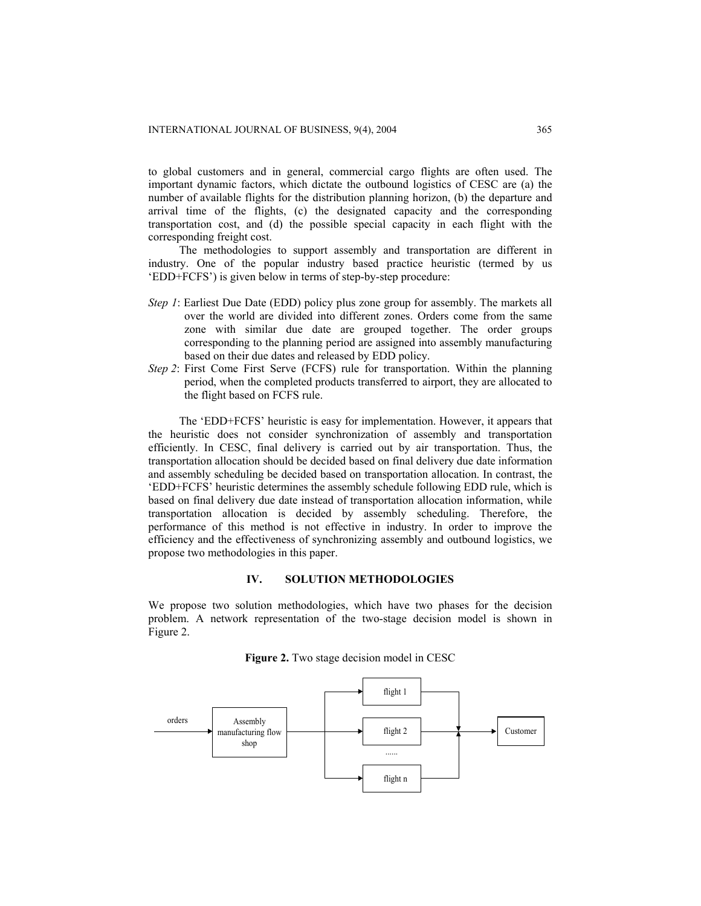to global customers and in general, commercial cargo flights are often used. The important dynamic factors, which dictate the outbound logistics of CESC are (a) the number of available flights for the distribution planning horizon, (b) the departure and arrival time of the flights, (c) the designated capacity and the corresponding transportation cost, and (d) the possible special capacity in each flight with the corresponding freight cost.

The methodologies to support assembly and transportation are different in industry. One of the popular industry based practice heuristic (termed by us 'EDD+FCFS') is given below in terms of step-by-step procedure:

*Step 1*: Earliest Due Date (EDD) policy plus zone group for assembly. The markets all over the world are divided into different zones. Orders come from the same zone with similar due date are grouped together. The order groups corresponding to the planning period are assigned into assembly manufacturing based on their due dates and released by EDD policy.

*Step 2*: First Come First Serve (FCFS) rule for transportation. Within the planning period, when the completed products transferred to airport, they are allocated to the flight based on FCFS rule.

The 'EDD+FCFS' heuristic is easy for implementation. However, it appears that the heuristic does not consider synchronization of assembly and transportation efficiently. In CESC, final delivery is carried out by air transportation. Thus, the transportation allocation should be decided based on final delivery due date information and assembly scheduling be decided based on transportation allocation. In contrast, the 'EDD+FCFS' heuristic determines the assembly schedule following EDD rule, which is based on final delivery due date instead of transportation allocation information, while transportation allocation is decided by assembly scheduling. Therefore, the performance of this method is not effective in industry. In order to improve the efficiency and the effectiveness of synchronizing assembly and outbound logistics, we propose two methodologies in this paper.

## IV. SOLUTION METHODOLOGIES

We propose two solution methodologies, which have two phases for the decision problem. A network representation of the two-stage decision model is shown in Figure 2.

**Figure 2.** Two stage decision model in CESC

orders → Assembly manufacturing flow shop → flight 1 / flight 2 / ...... / flight n → Customer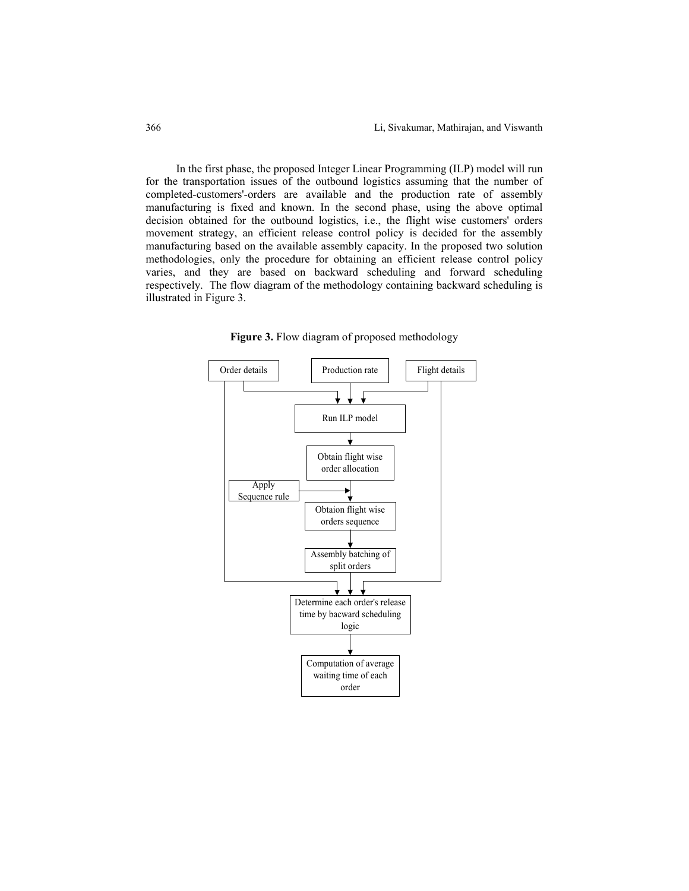In the first phase, the proposed Integer Linear Programming (ILP) model will run for the transportation issues of the outbound logistics assuming that the number of completed-customers'-orders are available and the production rate of assembly manufacturing is fixed and known. In the second phase, using the above optimal decision obtained for the outbound logistics, i.e., the flight wise customers' orders movement strategy, an efficient release control policy is decided for the assembly manufacturing based on the available assembly capacity. In the proposed two solution methodologies, only the procedure for obtaining an efficient release control policy varies, and they are based on backward scheduling and forward scheduling respectively. The flow diagram of the methodology containing backward scheduling is illustrated in Figure 3.

**Figure 3.** Flow diagram of proposed methodology

Order details | Production rate | Flight details

Run ILP model

Obtain flight wise order allocation

Apply Sequence rule

Obtaion flight wise orders sequence

Assembly batching of split orders

Determine each order's release time by bacward scheduling logic

Computation of average waiting time of each order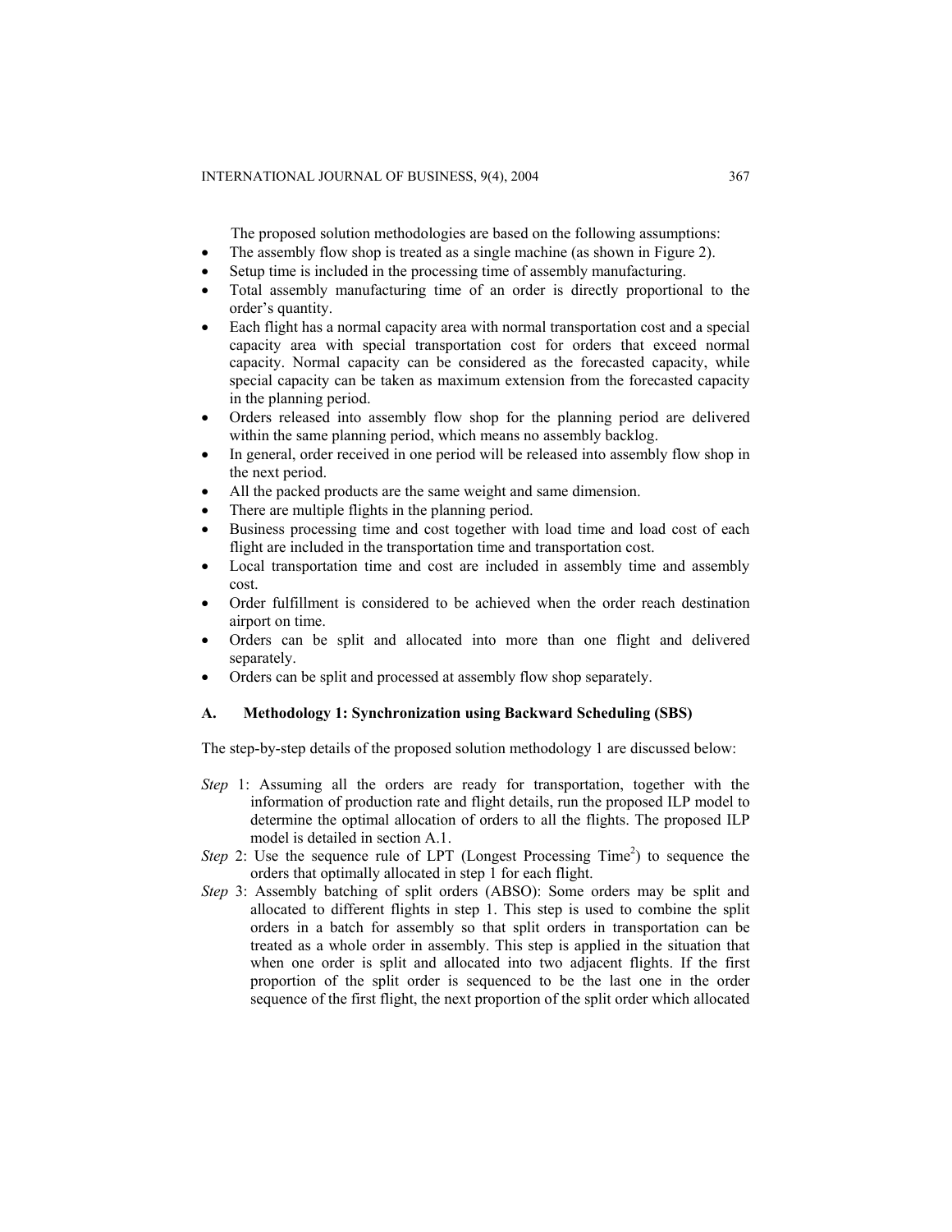The proposed solution methodologies are based on the following assumptions:

- The assembly flow shop is treated as a single machine (as shown in Figure 2).
- Setup time is included in the processing time of assembly manufacturing.
- Total assembly manufacturing time of an order is directly proportional to the order's quantity.
- Each flight has a normal capacity area with normal transportation cost and a special capacity area with special transportation cost for orders that exceed normal capacity. Normal capacity can be considered as the forecasted capacity, while special capacity can be taken as maximum extension from the forecasted capacity in the planning period.
- Orders released into assembly flow shop for the planning period are delivered within the same planning period, which means no assembly backlog.
- In general, order received in one period will be released into assembly flow shop in the next period.
- All the packed products are the same weight and same dimension.
- There are multiple flights in the planning period.
- Business processing time and cost together with load time and load cost of each flight are included in the transportation time and transportation cost.
- Local transportation time and cost are included in assembly time and assembly cost.
- Order fulfillment is considered to be achieved when the order reach destination airport on time.
- Orders can be split and allocated into more than one flight and delivered separately.
- Orders can be split and processed at assembly flow shop separately.

### A. Methodology 1: Synchronization using Backward Scheduling (SBS)

The step-by-step details of the proposed solution methodology 1 are discussed below:

*Step* 1: Assuming all the orders are ready for transportation, together with the information of production rate and flight details, run the proposed ILP model to determine the optimal allocation of orders to all the flights. The proposed ILP model is detailed in section A.1.

*Step* 2: Use the sequence rule of LPT (Longest Processing Time[2]) to sequence the orders that optimally allocated in step 1 for each flight.

*Step* 3: Assembly batching of split orders (ABSO): Some orders may be split and allocated to different flights in step 1. This step is used to combine the split orders in a batch for assembly so that split orders in transportation can be treated as a whole order in assembly. This step is applied in the situation that when one order is split and allocated into two adjacent flights. If the first proportion of the split order is sequenced to be the last one in the order sequence of the first flight, the next proportion of the split order which allocated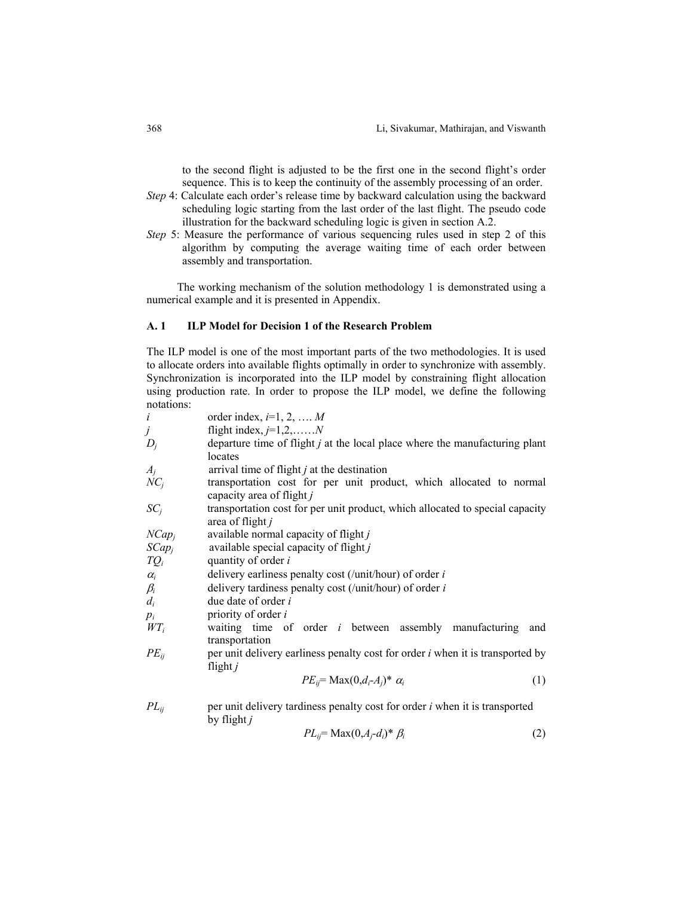to the second flight is adjusted to be the first one in the second flight's order sequence. This is to keep the continuity of the assembly processing of an order.

*Step* 4: Calculate each order's release time by backward calculation using the backward scheduling logic starting from the last order of the last flight. The pseudo code illustration for the backward scheduling logic is given in section A.2.

*Step* 5: Measure the performance of various sequencing rules used in step 2 of this algorithm by computing the average waiting time of each order between assembly and transportation.

The working mechanism of the solution methodology 1 is demonstrated using a numerical example and it is presented in Appendix.

### A. 1 ILP Model for Decision 1 of the Research Problem

The ILP model is one of the most important parts of the two methodologies. It is used to allocate orders into available flights optimally in order to synchronize with assembly. Synchronization is incorporated into the ILP model by constraining flight allocation using production rate. In order to propose the ILP model, we define the following notations:

$i$ order index, $i$=1, 2, …. $M$

$j$ flight index, $j$=1,2,……$N$

$D_j$ departure time of flight $j$ at the local place where the manufacturing plant locates

$A_j$ arrival time of flight $j$ at the destination

$NC_j$ transportation cost for per unit product, which allocated to normal capacity area of flight $j$

$SC_j$ transportation cost for per unit product, which allocated to special capacity area of flight $j$

$NCap_j$ available normal capacity of flight $j$

$SCap_j$ available special capacity of flight $j$

$TQ_i$ quantity of order $i$

$\alpha_i$ delivery earliness penalty cost (/unit/hour) of order $i$

$\beta_i$ delivery tardiness penalty cost (/unit/hour) of order $i$

$d_i$ due date of order $i$

$p_i$ priority of order $i$

$WT_i$ waiting time of order $i$ between assembly manufacturing and transportation

$PE_{ij}$ per unit delivery earliness penalty cost for order $i$ when it is transported by flight $j$

$$PE_{ij} = \text{Max}(0, d_i - A_j) * \alpha_i \tag{1}$$

$PL_{ij}$ per unit delivery tardiness penalty cost for order $i$ when it is transported by flight $j$

$$PL_{ij} = \text{Max}(0, A_j - d_i) * \beta_i \tag{2}$$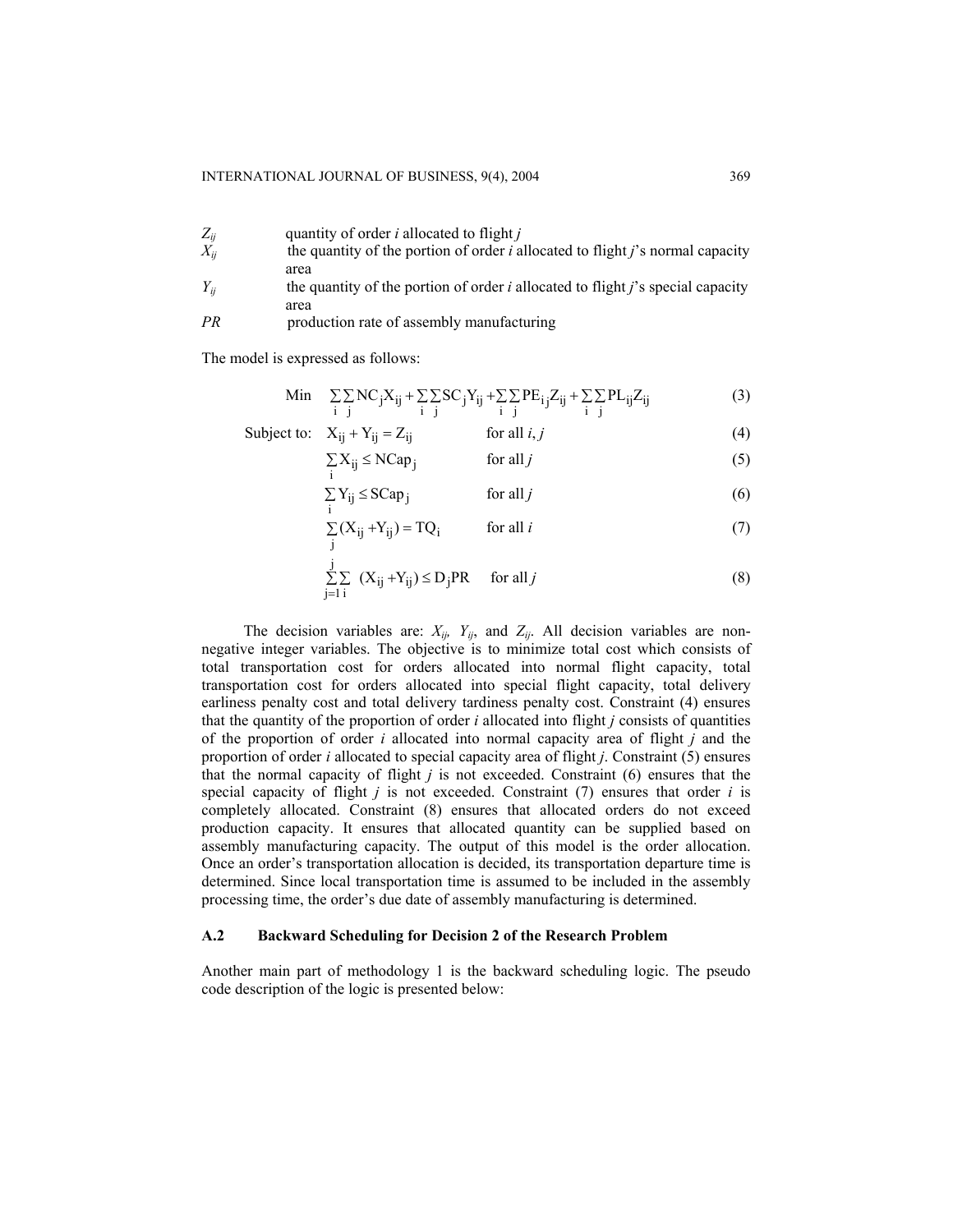| | |
|---|---|
| $Z_{ij}$ | quantity of order *i* allocated to flight *j* |
| $X_{ij}$ | the quantity of the portion of order *i* allocated to flight *j*'s normal capacity area |
| $Y_{ij}$ | the quantity of the portion of order *i* allocated to flight *j*'s special capacity area |
| *PR* | production rate of assembly manufacturing |

The model is expressed as follows:

$$\text{Min} \quad \sum_i \sum_j \text{NC}_j X_{ij} + \sum_i \sum_j \text{SC}_j Y_{ij} + \sum_i \sum_j \text{PE}_{ij} Z_{ij} + \sum_i \sum_j \text{PL}_{ij} Z_{ij} \tag{3}$$

Subject to:

$$X_{ij} + Y_{ij} = Z_{ij} \qquad \text{for all } i, j \tag{4}$$

$$\sum_i X_{ij} \le \text{NCap}_j \qquad \text{for all } j \tag{5}$$

$$\sum_i Y_{ij} \le \text{SCap}_j \qquad \text{for all } j \tag{6}$$

$$\sum_j (X_{ij} + Y_{ij}) = \text{TQ}_i \qquad \text{for all } i \tag{7}$$

$$\sum_{j=1}^{j} \sum_i (X_{ij} + Y_{ij}) \le D_j \text{PR} \qquad \text{for all } j \tag{8}$$

The decision variables are: $X_{ij}$, $Y_{ij}$, and $Z_{ij}$. All decision variables are non-negative integer variables. The objective is to minimize total cost which consists of total transportation cost for orders allocated into normal flight capacity, total transportation cost for orders allocated into special flight capacity, total delivery earliness penalty cost and total delivery tardiness penalty cost. Constraint (4) ensures that the quantity of the proportion of order *i* allocated into flight *j* consists of quantities of the proportion of order *i* allocated into normal capacity area of flight *j* and the proportion of order *i* allocated to special capacity area of flight *j*. Constraint (5) ensures that the normal capacity of flight *j* is not exceeded. Constraint (6) ensures that the special capacity of flight *j* is not exceeded. Constraint (7) ensures that order *i* is completely allocated. Constraint (8) ensures that allocated orders do not exceed production capacity. It ensures that allocated quantity can be supplied based on assembly manufacturing capacity. The output of this model is the order allocation. Once an order's transportation allocation is decided, its transportation departure time is determined. Since local transportation time is assumed to be included in the assembly processing time, the order's due date of assembly manufacturing is determined.

### A.2 Backward Scheduling for Decision 2 of the Research Problem

Another main part of methodology 1 is the backward scheduling logic. The pseudo code description of the logic is presented below: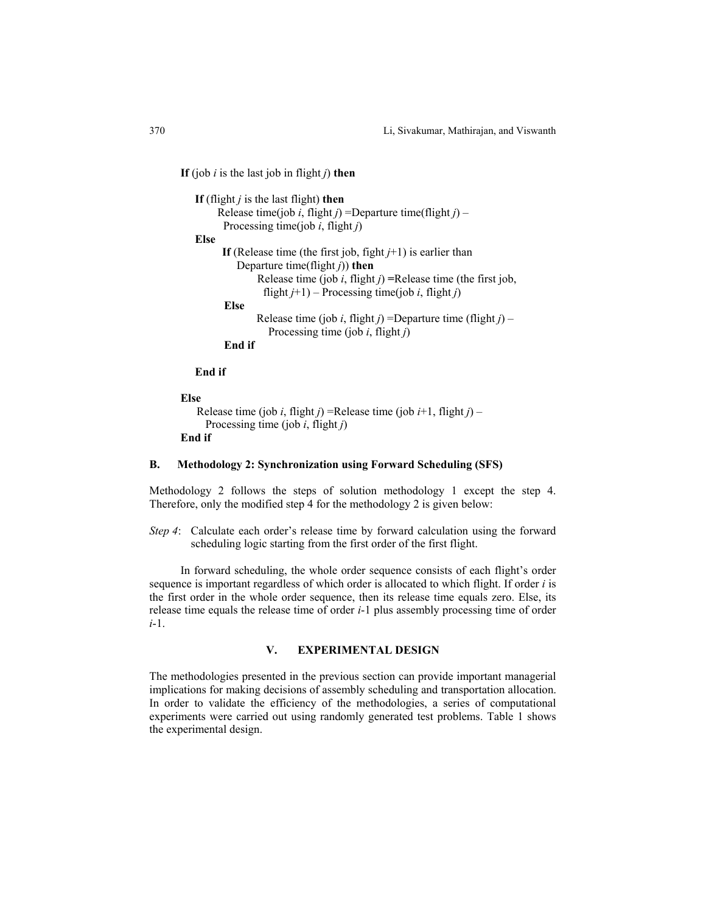```
If (job i is the last job in flight j) then

    If (flight j is the last flight) then
        Release time(job i, flight j) =Departure time(flight j) –
          Processing time(job i, flight j)
    Else
        If (Release time (the first job, fight j+1) is earlier than
            Departure time(flight j)) then
                Release time (job i, flight j) =Release time (the first job,
                  flight j+1) – Processing time(job i, flight j)
        Else
                Release time (job i, flight j) =Departure time (flight j) –
                  Processing time (job i, flight j)
        End if

    End if

Else
    Release time (job i, flight j) =Release time (job i+1, flight j) –
      Processing time (job i, flight j)
End if
```

### B. Methodology 2: Synchronization using Forward Scheduling (SFS)

Methodology 2 follows the steps of solution methodology 1 except the step 4. Therefore, only the modified step 4 for the methodology 2 is given below:

*Step 4*: Calculate each order's release time by forward calculation using the forward scheduling logic starting from the first order of the first flight.

In forward scheduling, the whole order sequence consists of each flight's order sequence is important regardless of which order is allocated to which flight. If order $i$ is the first order in the whole order sequence, then its release time equals zero. Else, its release time equals the release time of order $i$-1 plus assembly processing time of order $i$-1.

## V. EXPERIMENTAL DESIGN

The methodologies presented in the previous section can provide important managerial implications for making decisions of assembly scheduling and transportation allocation. In order to validate the efficiency of the methodologies, a series of computational experiments were carried out using randomly generated test problems. Table 1 shows the experimental design.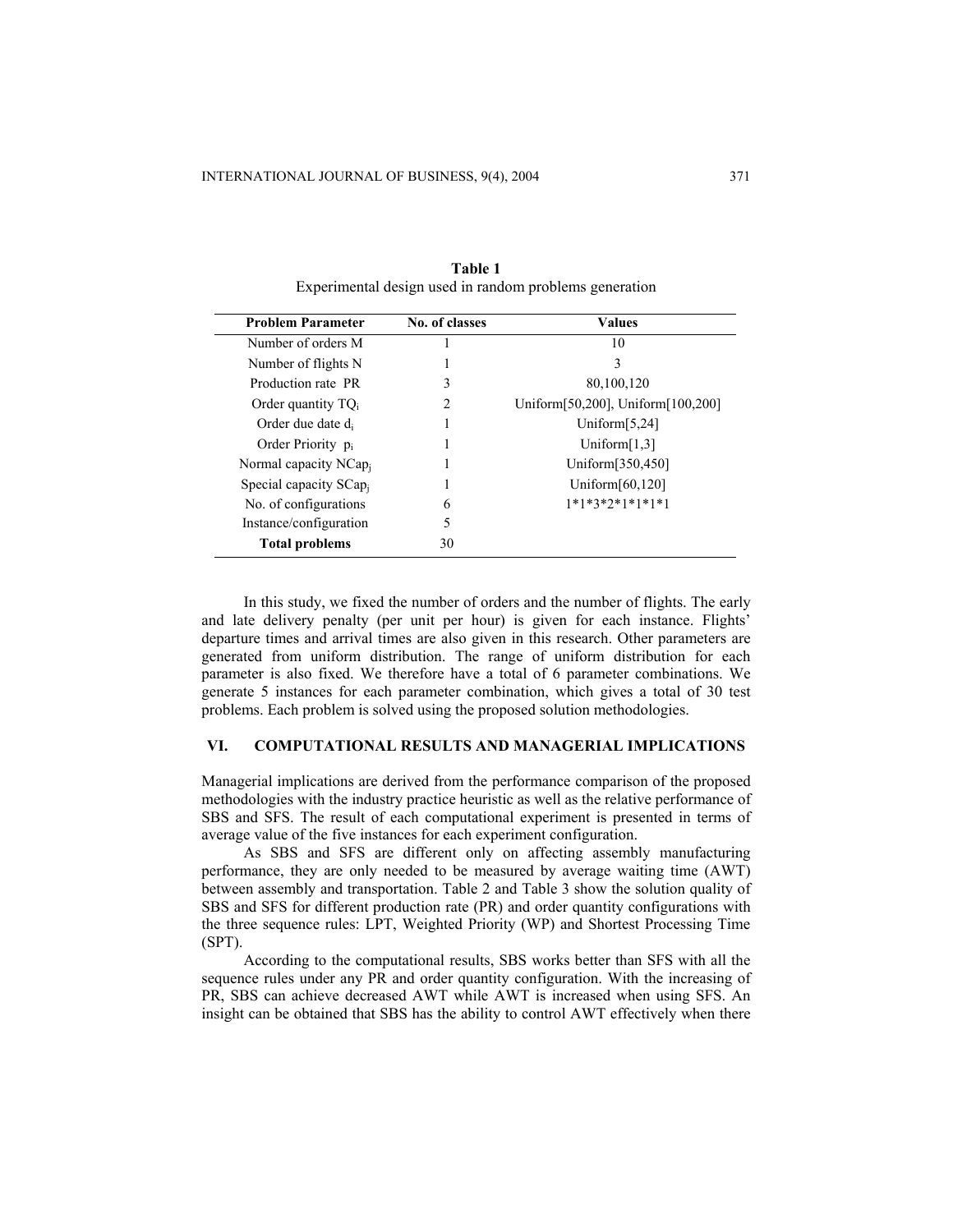**Table 1**
Experimental design used in random problems generation

| Problem Parameter | No. of classes | Values |
|---|---|---|
| Number of orders M | 1 | 10 |
| Number of flights N | 1 | 3 |
| Production rate PR | 3 | 80,100,120 |
| Order quantity $TQ_i$ | 2 | Uniform[50,200], Uniform[100,200] |
| Order due date $d_i$ | 1 | Uniform[5,24] |
| Order Priority $p_i$ | 1 | Uniform[1,3] |
| Normal capacity $NCap_j$ | 1 | Uniform[350,450] |
| Special capacity $SCap_j$ | 1 | Uniform[60,120] |
| No. of configurations | 6 | 1*1*3*2*1*1*1*1 |
| Instance/configuration | 5 | |
| **Total problems** | 30 | |

In this study, we fixed the number of orders and the number of flights. The early and late delivery penalty (per unit per hour) is given for each instance. Flights' departure times and arrival times are also given in this research. Other parameters are generated from uniform distribution. The range of uniform distribution for each parameter is also fixed. We therefore have a total of 6 parameter combinations. We generate 5 instances for each parameter combination, which gives a total of 30 test problems. Each problem is solved using the proposed solution methodologies.

## VI. COMPUTATIONAL RESULTS AND MANAGERIAL IMPLICATIONS

Managerial implications are derived from the performance comparison of the proposed methodologies with the industry practice heuristic as well as the relative performance of SBS and SFS. The result of each computational experiment is presented in terms of average value of the five instances for each experiment configuration.

As SBS and SFS are different only on affecting assembly manufacturing performance, they are only needed to be measured by average waiting time (AWT) between assembly and transportation. Table 2 and Table 3 show the solution quality of SBS and SFS for different production rate (PR) and order quantity configurations with the three sequence rules: LPT, Weighted Priority (WP) and Shortest Processing Time (SPT).

According to the computational results, SBS works better than SFS with all the sequence rules under any PR and order quantity configuration. With the increasing of PR, SBS can achieve decreased AWT while AWT is increased when using SFS. An insight can be obtained that SBS has the ability to control AWT effectively when there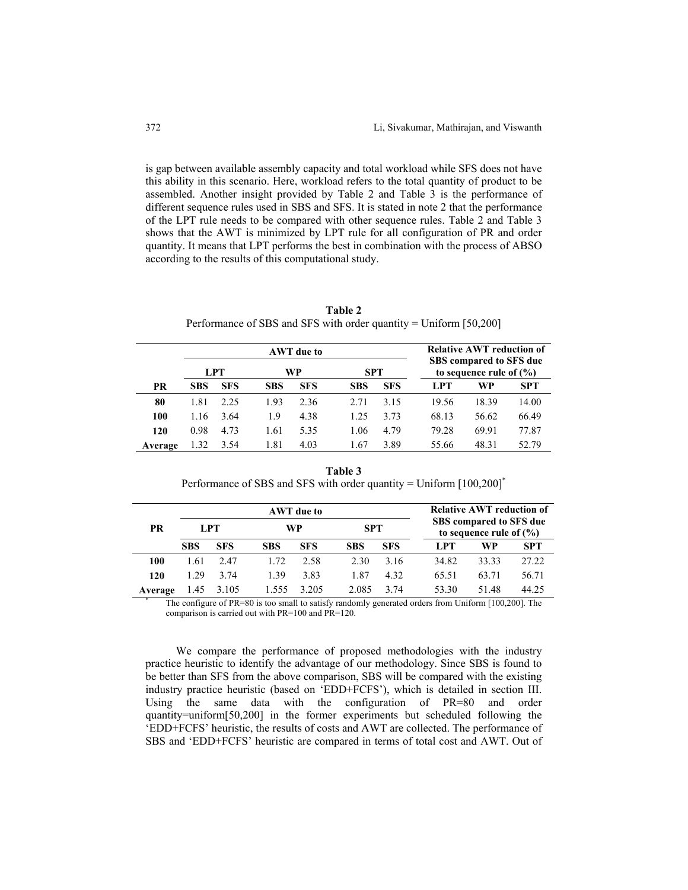is gap between available assembly capacity and total workload while SFS does not have this ability in this scenario. Here, workload refers to the total quantity of product to be assembled. Another insight provided by Table 2 and Table 3 is the performance of different sequence rules used in SBS and SFS. It is stated in note 2 that the performance of the LPT rule needs to be compared with other sequence rules. Table 2 and Table 3 shows that the AWT is minimized by LPT rule for all configuration of PR and order quantity. It means that LPT performs the best in combination with the process of ABSO according to the results of this computational study.

**Table 2**
Performance of SBS and SFS with order quantity = Uniform [50,200]

| | **AWT due to** | | | | | | **Relative AWT reduction of SBS compared to SFS due to sequence rule of (%)** | | |
|---|---|---|---|---|---|---|---|---|---|
| | **LPT** | | **WP** | | **SPT** | | | | |
| **PR** | **SBS** | **SFS** | **SBS** | **SFS** | **SBS** | **SFS** | **LPT** | **WP** | **SPT** |
| **80** | 1.81 | 2.25 | 1.93 | 2.36 | 2.71 | 3.15 | 19.56 | 18.39 | 14.00 |
| **100** | 1.16 | 3.64 | 1.9 | 4.38 | 1.25 | 3.73 | 68.13 | 56.62 | 66.49 |
| **120** | 0.98 | 4.73 | 1.61 | 5.35 | 1.06 | 4.79 | 79.28 | 69.91 | 77.87 |
| **Average** | 1.32 | 3.54 | 1.81 | 4.03 | 1.67 | 3.89 | 55.66 | 48.31 | 52.79 |

**Table 3**
Performance of SBS and SFS with order quantity = Uniform [100,200]*

| **PR** | **AWT due to** | | | | | | **Relative AWT reduction of SBS compared to SFS due to sequence rule of (%)** | | |
|---|---|---|---|---|---|---|---|---|---|
| | **LPT** | | **WP** | | **SPT** | | | | |
| | **SBS** | **SFS** | **SBS** | **SFS** | **SBS** | **SFS** | **LPT** | **WP** | **SPT** |
| **100** | 1.61 | 2.47 | 1.72 | 2.58 | 2.30 | 3.16 | 34.82 | 33.33 | 27.22 |
| **120** | 1.29 | 3.74 | 1.39 | 3.83 | 1.87 | 4.32 | 65.51 | 63.71 | 56.71 |
| **Average** | 1.45 | 3.105 | 1.555 | 3.205 | 2.085 | 3.74 | 53.30 | 51.48 | 44.25 |

\* The configure of PR=80 is too small to satisfy randomly generated orders from Uniform [100,200]. The comparison is carried out with PR=100 and PR=120.

We compare the performance of proposed methodologies with the industry practice heuristic to identify the advantage of our methodology. Since SBS is found to be better than SFS from the above comparison, SBS will be compared with the existing industry practice heuristic (based on 'EDD+FCFS'), which is detailed in section III. Using the same data with the configuration of PR=80 and order quantity=uniform[50,200] in the former experiments but scheduled following the 'EDD+FCFS' heuristic, the results of costs and AWT are collected. The performance of SBS and 'EDD+FCFS' heuristic are compared in terms of total cost and AWT. Out of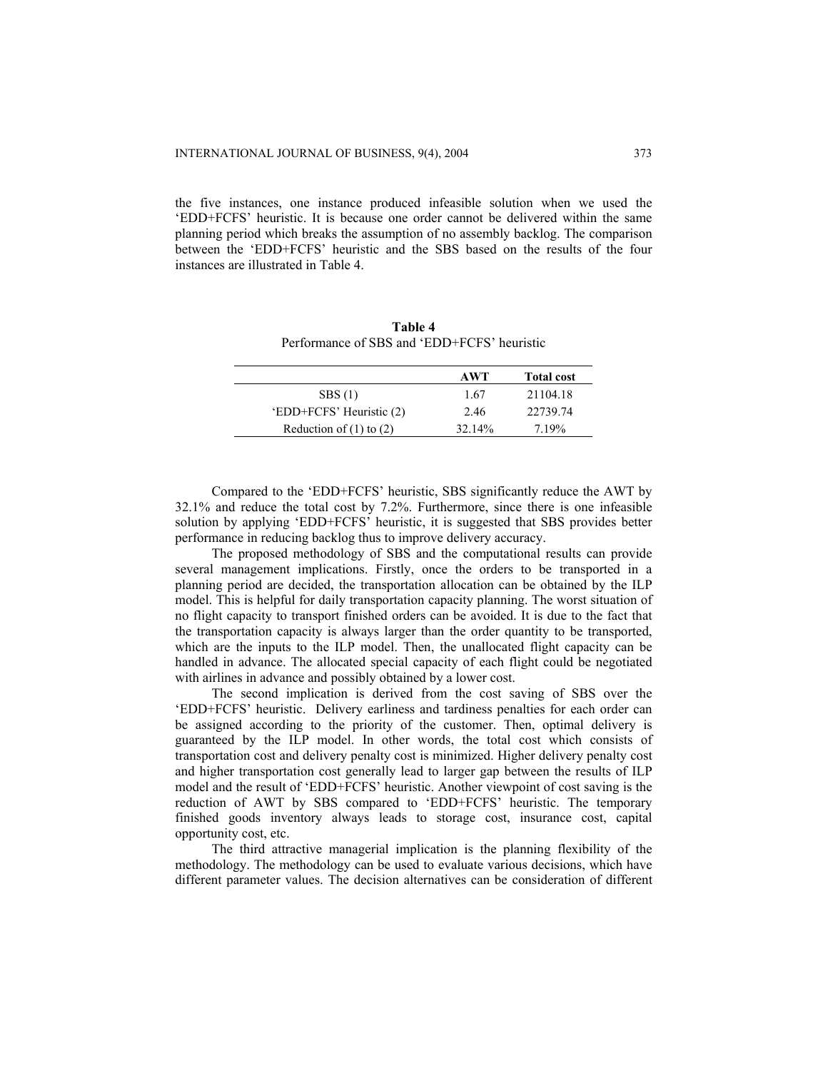the five instances, one instance produced infeasible solution when we used the 'EDD+FCFS' heuristic. It is because one order cannot be delivered within the same planning period which breaks the assumption of no assembly backlog. The comparison between the 'EDD+FCFS' heuristic and the SBS based on the results of the four instances are illustrated in Table 4.

**Table 4**
Performance of SBS and 'EDD+FCFS' heuristic

| | AWT | Total cost |
|---|---|---|
| SBS (1) | 1.67 | 21104.18 |
| 'EDD+FCFS' Heuristic (2) | 2.46 | 22739.74 |
| Reduction of (1) to (2) | 32.14% | 7.19% |

Compared to the 'EDD+FCFS' heuristic, SBS significantly reduce the AWT by 32.1% and reduce the total cost by 7.2%. Furthermore, since there is one infeasible solution by applying 'EDD+FCFS' heuristic, it is suggested that SBS provides better performance in reducing backlog thus to improve delivery accuracy.

The proposed methodology of SBS and the computational results can provide several management implications. Firstly, once the orders to be transported in a planning period are decided, the transportation allocation can be obtained by the ILP model. This is helpful for daily transportation capacity planning. The worst situation of no flight capacity to transport finished orders can be avoided. It is due to the fact that the transportation capacity is always larger than the order quantity to be transported, which are the inputs to the ILP model. Then, the unallocated flight capacity can be handled in advance. The allocated special capacity of each flight could be negotiated with airlines in advance and possibly obtained by a lower cost.

The second implication is derived from the cost saving of SBS over the 'EDD+FCFS' heuristic. Delivery earliness and tardiness penalties for each order can be assigned according to the priority of the customer. Then, optimal delivery is guaranteed by the ILP model. In other words, the total cost which consists of transportation cost and delivery penalty cost is minimized. Higher delivery penalty cost and higher transportation cost generally lead to larger gap between the results of ILP model and the result of 'EDD+FCFS' heuristic. Another viewpoint of cost saving is the reduction of AWT by SBS compared to 'EDD+FCFS' heuristic. The temporary finished goods inventory always leads to storage cost, insurance cost, capital opportunity cost, etc.

The third attractive managerial implication is the planning flexibility of the methodology. The methodology can be used to evaluate various decisions, which have different parameter values. The decision alternatives can be consideration of different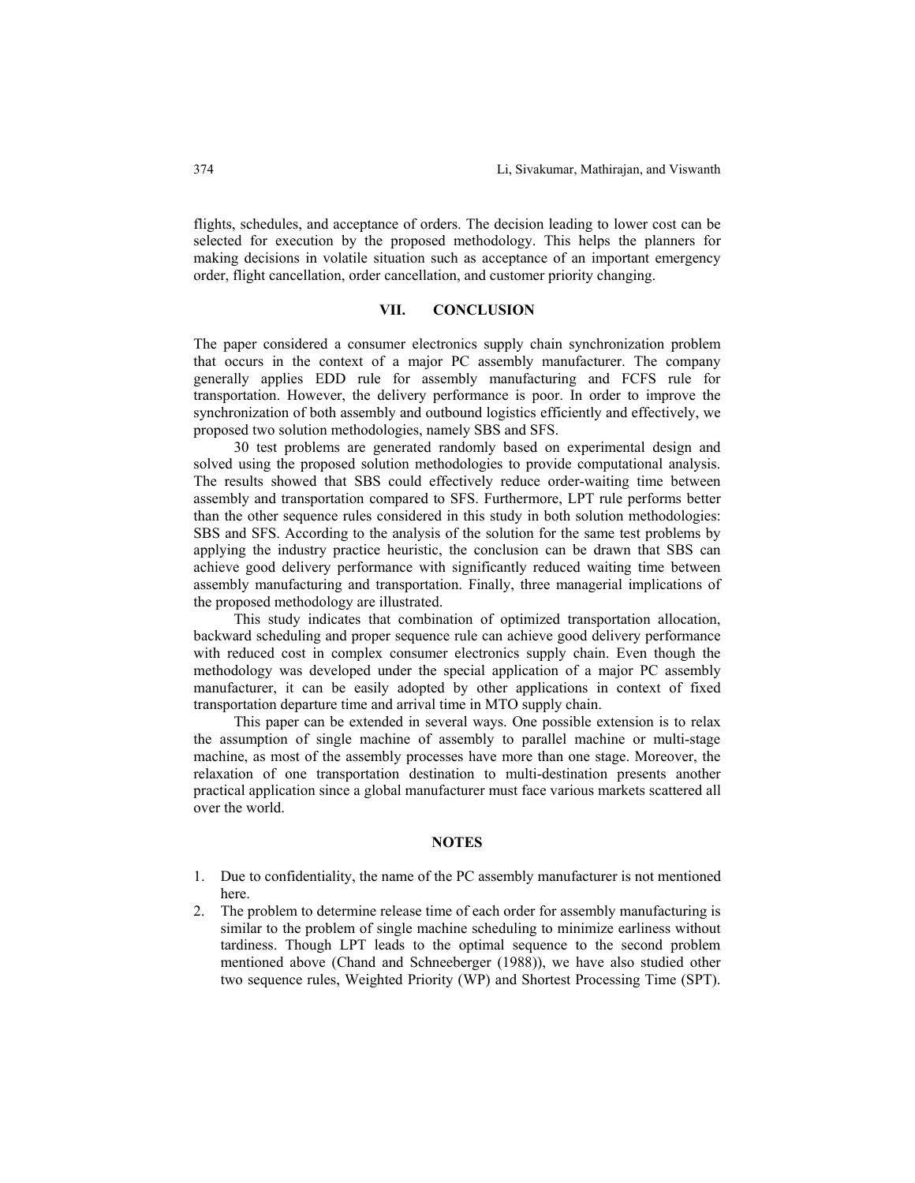flights, schedules, and acceptance of orders. The decision leading to lower cost can be selected for execution by the proposed methodology. This helps the planners for making decisions in volatile situation such as acceptance of an important emergency order, flight cancellation, order cancellation, and customer priority changing.

## VII. CONCLUSION

The paper considered a consumer electronics supply chain synchronization problem that occurs in the context of a major PC assembly manufacturer. The company generally applies EDD rule for assembly manufacturing and FCFS rule for transportation. However, the delivery performance is poor. In order to improve the synchronization of both assembly and outbound logistics efficiently and effectively, we proposed two solution methodologies, namely SBS and SFS.

30 test problems are generated randomly based on experimental design and solved using the proposed solution methodologies to provide computational analysis. The results showed that SBS could effectively reduce order-waiting time between assembly and transportation compared to SFS. Furthermore, LPT rule performs better than the other sequence rules considered in this study in both solution methodologies: SBS and SFS. According to the analysis of the solution for the same test problems by applying the industry practice heuristic, the conclusion can be drawn that SBS can achieve good delivery performance with significantly reduced waiting time between assembly manufacturing and transportation. Finally, three managerial implications of the proposed methodology are illustrated.

This study indicates that combination of optimized transportation allocation, backward scheduling and proper sequence rule can achieve good delivery performance with reduced cost in complex consumer electronics supply chain. Even though the methodology was developed under the special application of a major PC assembly manufacturer, it can be easily adopted by other applications in context of fixed transportation departure time and arrival time in MTO supply chain.

This paper can be extended in several ways. One possible extension is to relax the assumption of single machine of assembly to parallel machine or multi-stage machine, as most of the assembly processes have more than one stage. Moreover, the relaxation of one transportation destination to multi-destination presents another practical application since a global manufacturer must face various markets scattered all over the world.

## NOTES

1. Due to confidentiality, the name of the PC assembly manufacturer is not mentioned here.
2. The problem to determine release time of each order for assembly manufacturing is similar to the problem of single machine scheduling to minimize earliness without tardiness. Though LPT leads to the optimal sequence to the second problem mentioned above (Chand and Schneeberger (1988)), we have also studied other two sequence rules, Weighted Priority (WP) and Shortest Processing Time (SPT).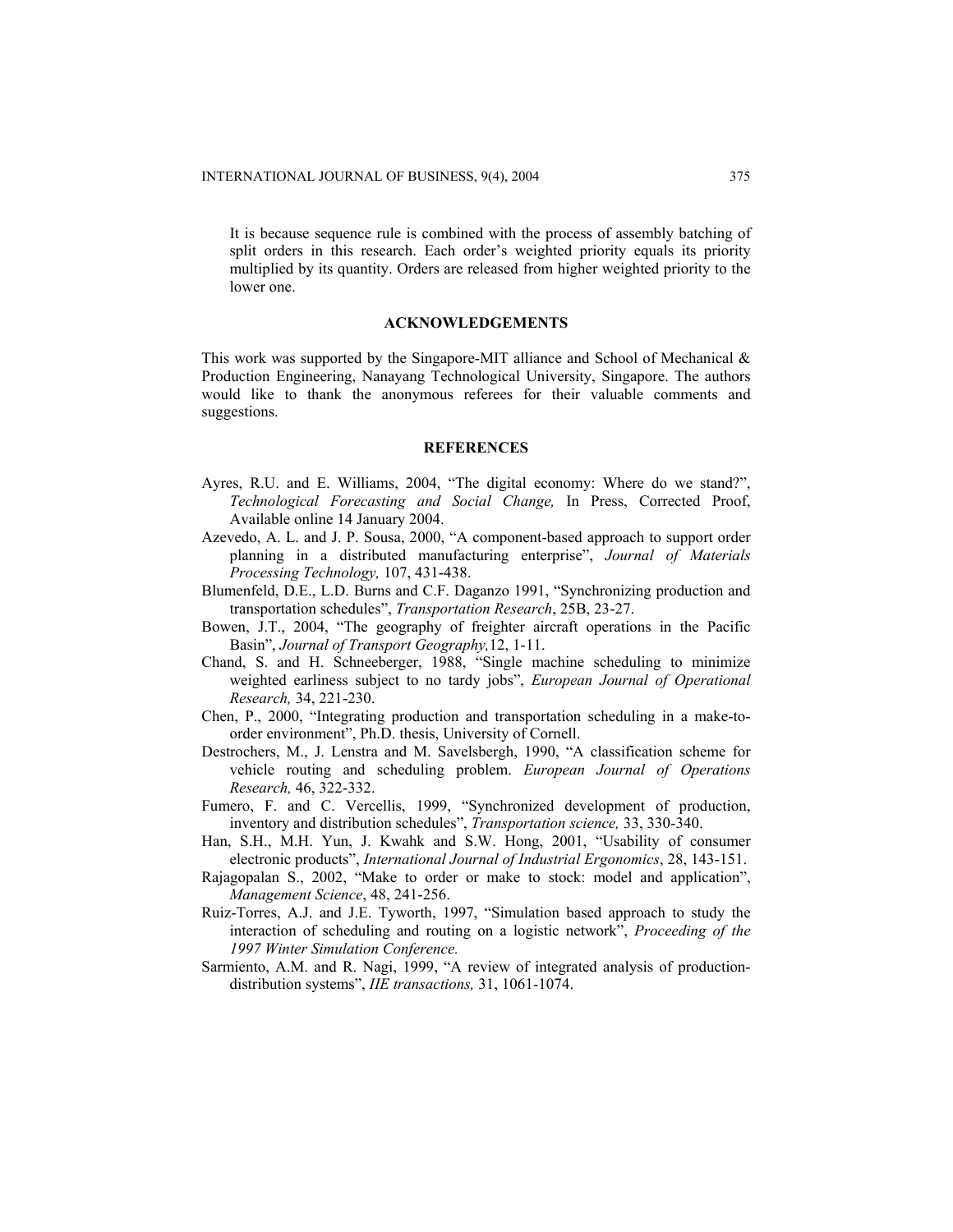It is because sequence rule is combined with the process of assembly batching of split orders in this research. Each order's weighted priority equals its priority multiplied by its quantity. Orders are released from higher weighted priority to the lower one.

## ACKNOWLEDGEMENTS

This work was supported by the Singapore-MIT alliance and School of Mechanical & Production Engineering, Nanayang Technological University, Singapore. The authors would like to thank the anonymous referees for their valuable comments and suggestions.

## REFERENCES

Ayres, R.U. and E. Williams, 2004, "The digital economy: Where do we stand?", *Technological Forecasting and Social Change,* In Press, Corrected Proof, Available online 14 January 2004.

Azevedo, A. L. and J. P. Sousa, 2000, "A component-based approach to support order planning in a distributed manufacturing enterprise", *Journal of Materials Processing Technology,* 107, 431-438.

Blumenfeld, D.E., L.D. Burns and C.F. Daganzo 1991, "Synchronizing production and transportation schedules", *Transportation Research*, 25B, 23-27.

Bowen, J.T., 2004, "The geography of freighter aircraft operations in the Pacific Basin", *Journal of Transport Geography,*12, 1-11.

Chand, S. and H. Schneeberger, 1988, "Single machine scheduling to minimize weighted earliness subject to no tardy jobs", *European Journal of Operational Research,* 34, 221-230.

Chen, P., 2000, "Integrating production and transportation scheduling in a make-to-order environment", Ph.D. thesis, University of Cornell.

Destrochers, M., J. Lenstra and M. Savelsbergh, 1990, "A classification scheme for vehicle routing and scheduling problem. *European Journal of Operations Research,* 46, 322-332.

Fumero, F. and C. Vercellis, 1999, "Synchronized development of production, inventory and distribution schedules", *Transportation science,* 33, 330-340.

Han, S.H., M.H. Yun, J. Kwahk and S.W. Hong, 2001, "Usability of consumer electronic products", *International Journal of Industrial Ergonomics*, 28, 143-151.

Rajagopalan S., 2002, "Make to order or make to stock: model and application", *Management Science*, 48, 241-256.

Ruiz-Torres, A.J. and J.E. Tyworth, 1997, "Simulation based approach to study the interaction of scheduling and routing on a logistic network", *Proceeding of the 1997 Winter Simulation Conference.*

Sarmiento, A.M. and R. Nagi, 1999, "A review of integrated analysis of production-distribution systems", *IIE transactions,* 31, 1061-1074.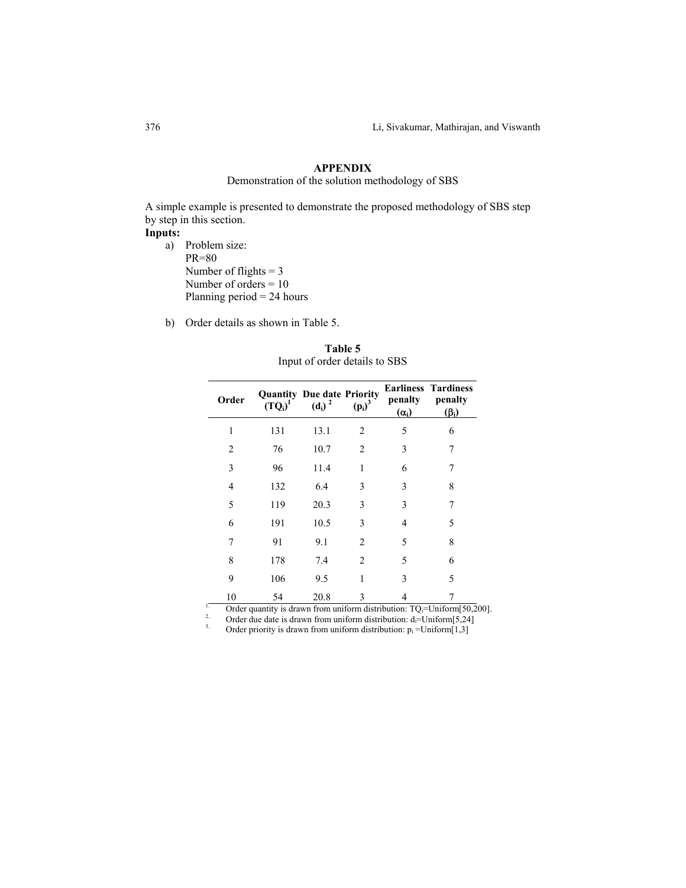# APPENDIX

Demonstration of the solution methodology of SBS

A simple example is presented to demonstrate the proposed methodology of SBS step by step in this section.

**Inputs:**

a) Problem size:
   PR=80
   Number of flights = 3
   Number of orders = 10
   Planning period = 24 hours

b) Order details as shown in Table 5.

**Table 5**
Input of order details to SBS

| Order | Quantity $(TQ_i)$[1] | Due date $(d_i)$[2] | Priority $(p_i)$[3] | Earliness penalty $(\alpha_i)$ | Tardiness penalty $(\beta_i)$ |
|---|---|---|---|---|---|
| 1 | 131 | 13.1 | 2 | 5 | 6 |
| 2 | 76 | 10.7 | 2 | 3 | 7 |
| 3 | 96 | 11.4 | 1 | 6 | 7 |
| 4 | 132 | 6.4 | 3 | 3 | 8 |
| 5 | 119 | 20.3 | 3 | 3 | 7 |
| 6 | 191 | 10.5 | 3 | 4 | 5 |
| 7 | 91 | 9.1 | 2 | 5 | 8 |
| 8 | 178 | 7.4 | 2 | 5 | 6 |
| 9 | 106 | 9.5 | 1 | 3 | 5 |
| 10 | 54 | 20.8 | 3 | 4 | 7 |

1. Order quantity is drawn from uniform distribution: $TQ_i$=Uniform[50,200].
2. Order due date is drawn from uniform distribution: $d_i$=Uniform[5,24]
3. Order priority is drawn from uniform distribution: $p_i$ =Uniform[1,3]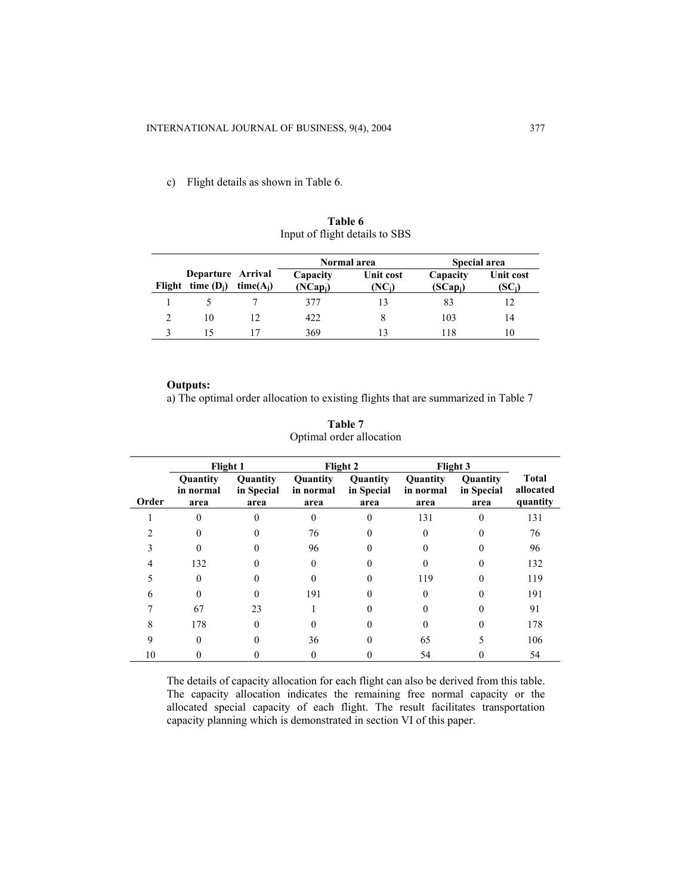c) Flight details as shown in Table 6.

**Table 6**
Input of flight details to SBS

| Flight | Departure time ($D_j$) | Arrival time($A_j$) | Normal area Capacity ($NCap_j$) | Normal area Unit cost ($NC_j$) | Special area Capacity ($SCap_j$) | Special area Unit cost ($SC_j$) |
|---|---|---|---|---|---|---|
| 1 | 5 | 7 | 377 | 13 | 83 | 12 |
| 2 | 10 | 12 | 422 | 8 | 103 | 14 |
| 3 | 15 | 17 | 369 | 13 | 118 | 10 |

**Outputs:**

a) The optimal order allocation to existing flights that are summarized in Table 7

**Table 7**
Optimal order allocation

| | Flight 1 | | Flight 2 | | Flight 3 | | |
|---|---|---|---|---|---|---|---|
| Order | Quantity in normal area | Quantity in Special area | Quantity in normal area | Quantity in Special area | Quantity in normal area | Quantity in Special area | Total allocated quantity |
| 1 | 0 | 0 | 0 | 0 | 131 | 0 | 131 |
| 2 | 0 | 0 | 76 | 0 | 0 | 0 | 76 |
| 3 | 0 | 0 | 96 | 0 | 0 | 0 | 96 |
| 4 | 132 | 0 | 0 | 0 | 0 | 0 | 132 |
| 5 | 0 | 0 | 0 | 0 | 119 | 0 | 119 |
| 6 | 0 | 0 | 191 | 0 | 0 | 0 | 191 |
| 7 | 67 | 23 | 1 | 0 | 0 | 0 | 91 |
| 8 | 178 | 0 | 0 | 0 | 0 | 0 | 178 |
| 9 | 0 | 0 | 36 | 0 | 65 | 5 | 106 |
| 10 | 0 | 0 | 0 | 0 | 54 | 0 | 54 |

The details of capacity allocation for each flight can also be derived from this table. The capacity allocation indicates the remaining free normal capacity or the allocated special capacity of each flight. The result facilitates transportation capacity planning which is demonstrated in section VI of this paper.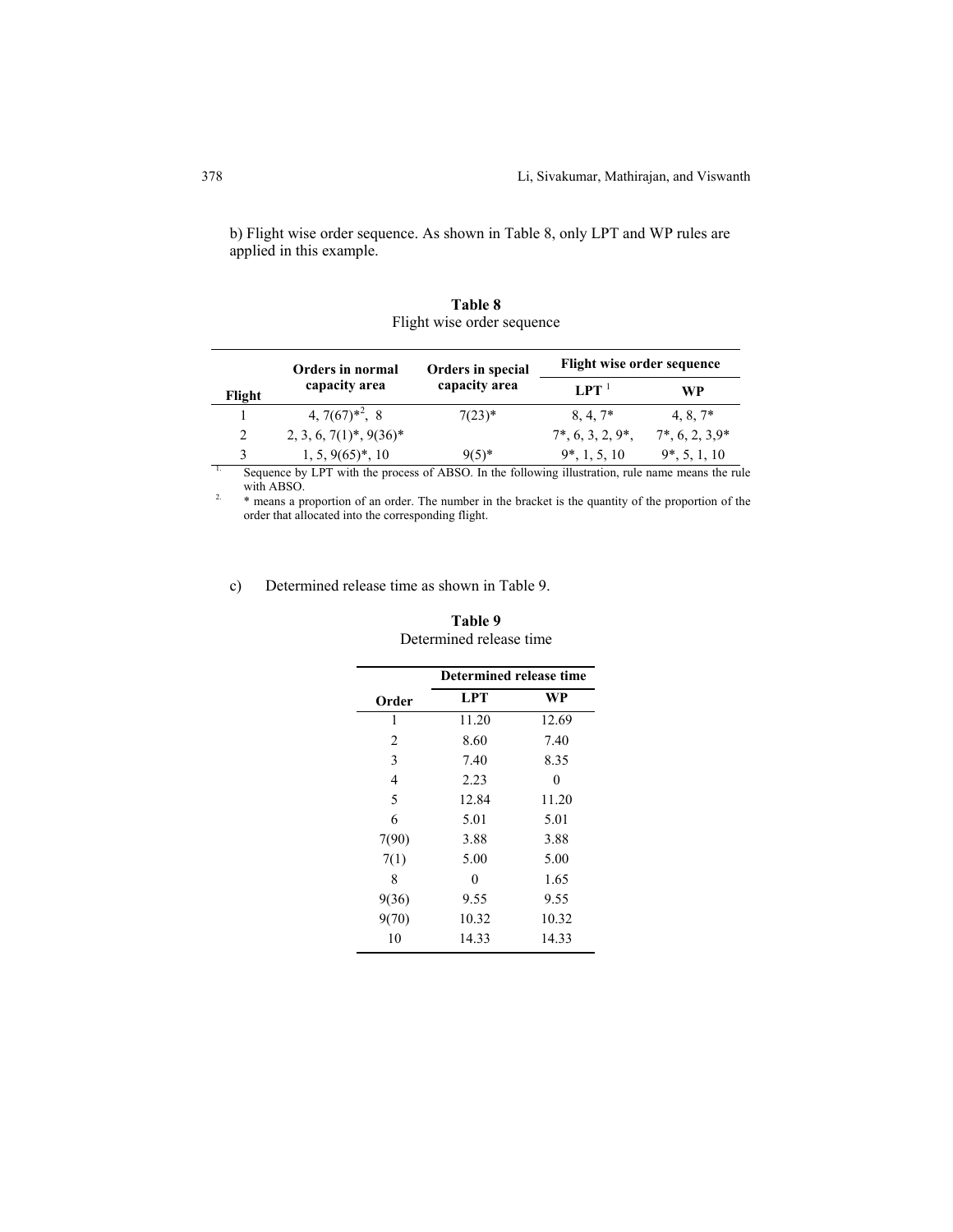b) Flight wise order sequence. As shown in Table 8, only LPT and WP rules are applied in this example.

**Table 8**
Flight wise order sequence

| Flight | Orders in normal capacity area | Orders in special capacity area | Flight wise order sequence | |
|---|---|---|---|---|
| | | | LPT [1] | WP |
| 1 | 4, 7(67)*[2], 8 | 7(23)* | 8, 4, 7* | 4, 8, 7* |
| 2 | 2, 3, 6, 7(1)*, 9(36)* | | 7*, 6, 3, 2, 9*, | 7*, 6, 2, 3,9* |
| 3 | 1, 5, 9(65)*, 10 | 9(5)* | 9*, 1, 5, 10 | 9*, 5, 1, 10 |

1. Sequence by LPT with the process of ABSO. In the following illustration, rule name means the rule with ABSO.
2. * means a proportion of an order. The number in the bracket is the quantity of the proportion of the order that allocated into the corresponding flight.

c) Determined release time as shown in Table 9.

**Table 9**
Determined release time

| Order | Determined release time | |
|---|---|---|
| | LPT | WP |
| 1 | 11.20 | 12.69 |
| 2 | 8.60 | 7.40 |
| 3 | 7.40 | 8.35 |
| 4 | 2.23 | 0 |
| 5 | 12.84 | 11.20 |
| 6 | 5.01 | 5.01 |
| 7(90) | 3.88 | 3.88 |
| 7(1) | 5.00 | 5.00 |
| 8 | 0 | 1.65 |
| 9(36) | 9.55 | 9.55 |
| 9(70) | 10.32 | 10.32 |
| 10 | 14.33 | 14.33 |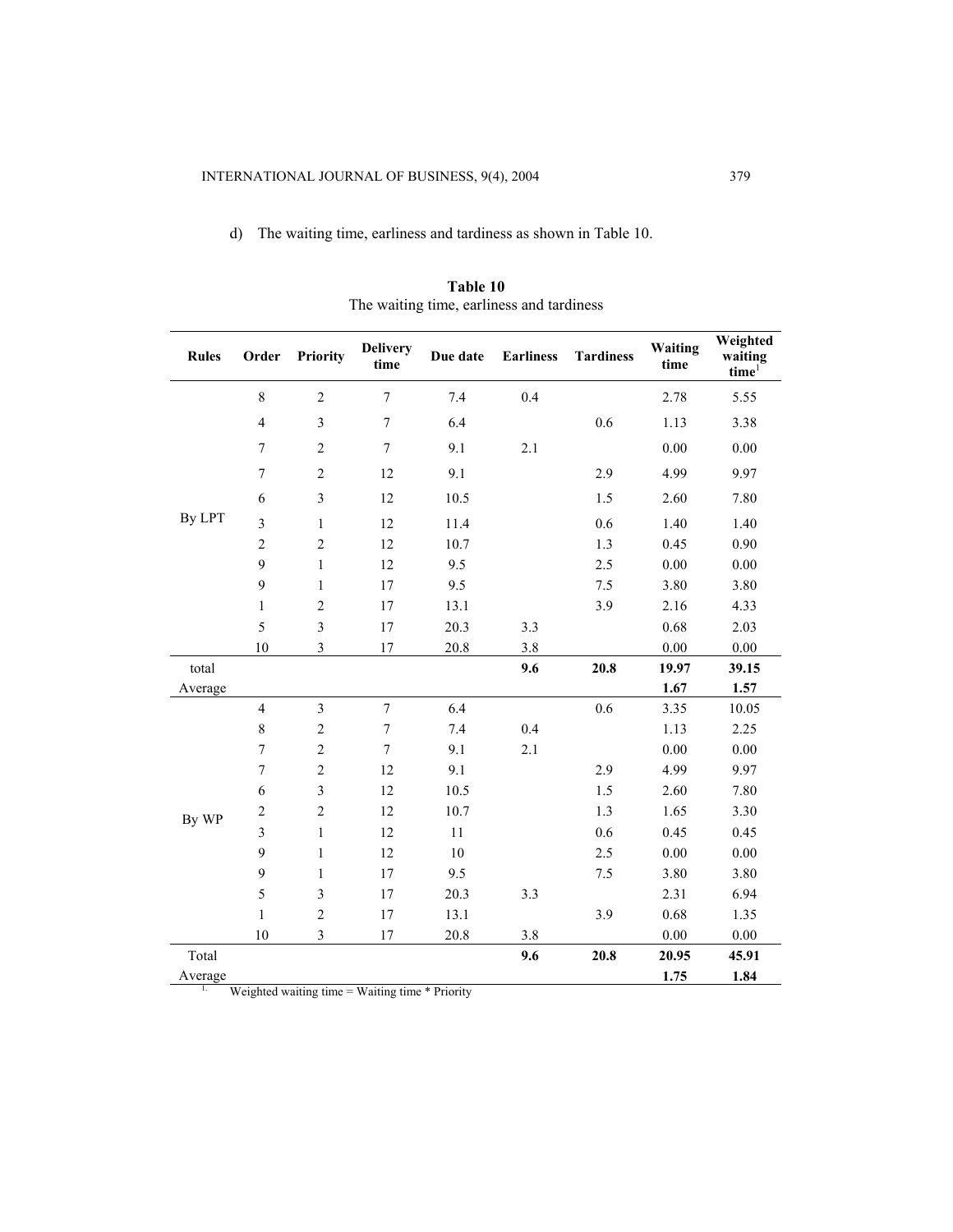d) The waiting time, earliness and tardiness as shown in Table 10.

**Table 10**
The waiting time, earliness and tardiness

| Rules | Order | Priority | Delivery time | Due date | Earliness | Tardiness | Waiting time | Weighted waiting time[1] |
|---|---|---|---|---|---|---|---|---|
| By LPT | 8 | 2 | 7 | 7.4 | 0.4 | | 2.78 | 5.55 |
| | 4 | 3 | 7 | 6.4 | | 0.6 | 1.13 | 3.38 |
| | 7 | 2 | 7 | 9.1 | 2.1 | | 0.00 | 0.00 |
| | 7 | 2 | 12 | 9.1 | | 2.9 | 4.99 | 9.97 |
| | 6 | 3 | 12 | 10.5 | | 1.5 | 2.60 | 7.80 |
| | 3 | 1 | 12 | 11.4 | | 0.6 | 1.40 | 1.40 |
| | 2 | 2 | 12 | 10.7 | | 1.3 | 0.45 | 0.90 |
| | 9 | 1 | 12 | 9.5 | | 2.5 | 0.00 | 0.00 |
| | 9 | 1 | 17 | 9.5 | | 7.5 | 3.80 | 3.80 |
| | 1 | 2 | 17 | 13.1 | | 3.9 | 2.16 | 4.33 |
| | 5 | 3 | 17 | 20.3 | 3.3 | | 0.68 | 2.03 |
| | 10 | 3 | 17 | 20.8 | 3.8 | | 0.00 | 0.00 |
| total | | | | | **9.6** | **20.8** | **19.97** | **39.15** |
| Average | | | | | | | **1.67** | **1.57** |
| By WP | 4 | 3 | 7 | 6.4 | | 0.6 | 3.35 | 10.05 |
| | 8 | 2 | 7 | 7.4 | 0.4 | | 1.13 | 2.25 |
| | 7 | 2 | 7 | 9.1 | 2.1 | | 0.00 | 0.00 |
| | 7 | 2 | 12 | 9.1 | | 2.9 | 4.99 | 9.97 |
| | 6 | 3 | 12 | 10.5 | | 1.5 | 2.60 | 7.80 |
| | 2 | 2 | 12 | 10.7 | | 1.3 | 1.65 | 3.30 |
| | 3 | 1 | 12 | 11 | | 0.6 | 0.45 | 0.45 |
| | 9 | 1 | 12 | 10 | | 2.5 | 0.00 | 0.00 |
| | 9 | 1 | 17 | 9.5 | | 7.5 | 3.80 | 3.80 |
| | 5 | 3 | 17 | 20.3 | 3.3 | | 2.31 | 6.94 |
| | 1 | 2 | 17 | 13.1 | | 3.9 | 0.68 | 1.35 |
| | 10 | 3 | 17 | 20.8 | 3.8 | | 0.00 | 0.00 |
| Total | | | | | **9.6** | **20.8** | **20.95** | **45.91** |
| Average | | | | | | | **1.75** | **1.84** |

[1] Weighted waiting time = Waiting time * Priority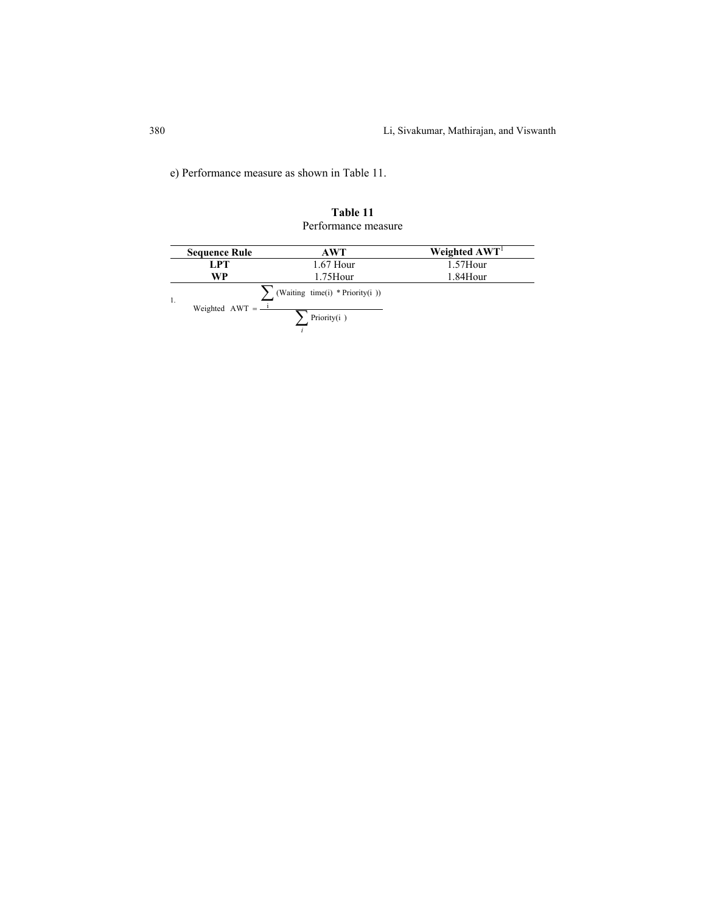e) Performance measure as shown in Table 11.

**Table 11**
Performance measure

| Sequence Rule | AWT | Weighted AWT[1] |
|---|---|---|
| **LPT** | 1.67 Hour | 1.57Hour |
| **WP** | 1.75Hour | 1.84Hour |

1. $$\text{Weighted AWT} = \frac{\sum_{i} (\text{Waiting time}(i) * \text{Priority}(i))}{\sum_{i} \text{Priority}(i)}$$